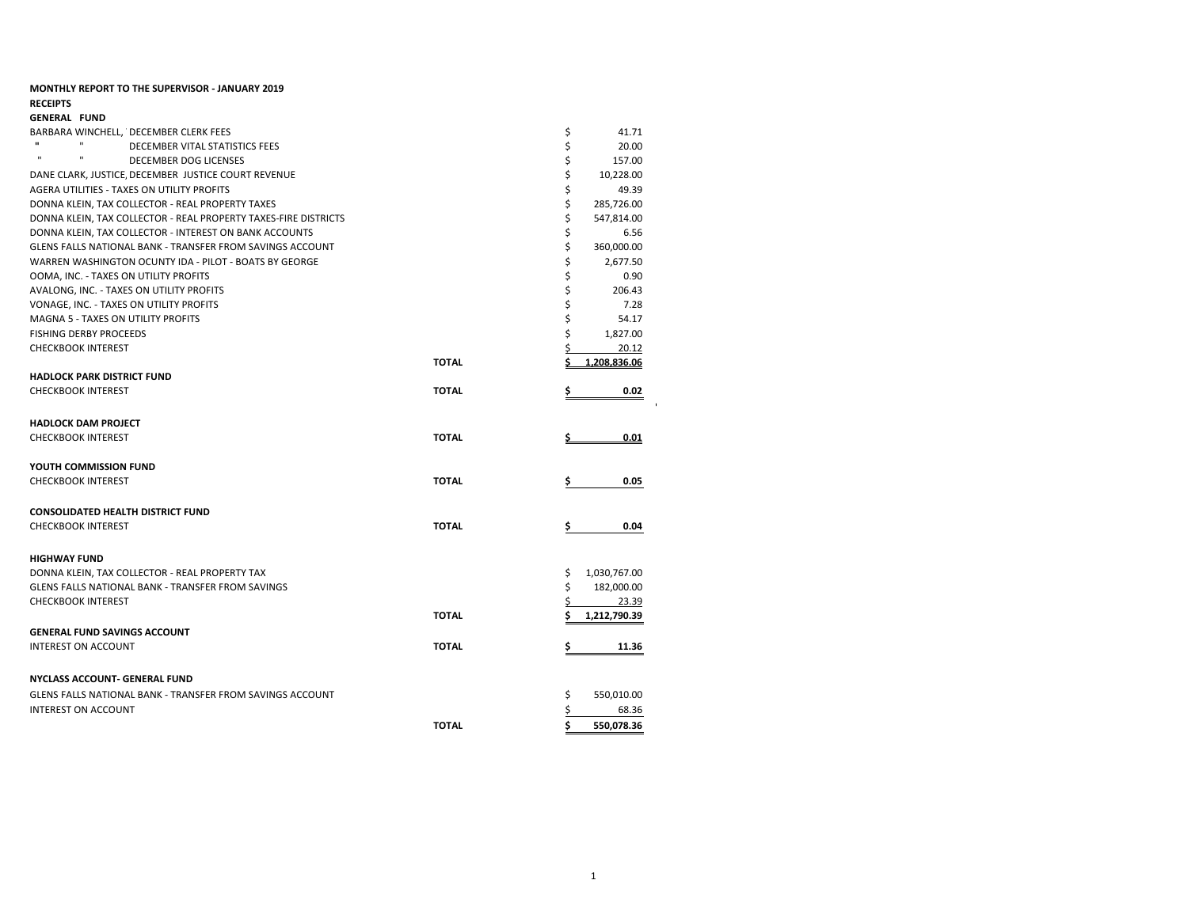**MONTHLY REPORT TO THE SUPERVISOR - JANUARY 2019**

**RECEIPTS**

**GENERAL FUND**

| Description | | Amount |
|---|---|---|
| BARBARA WINCHELL, DECEMBER CLERK FEES | | $ 41.71 |
| " " DECEMBER VITAL STATISTICS FEES | | $ 20.00 |
| " " DECEMBER DOG LICENSES | | $ 157.00 |
| DANE CLARK, JUSTICE, DECEMBER JUSTICE COURT REVENUE | | $ 10,228.00 |
| AGERA UTILITIES - TAXES ON UTILITY PROFITS | | $ 49.39 |
| DONNA KLEIN, TAX COLLECTOR - REAL PROPERTY TAXES | | $ 285,726.00 |
| DONNA KLEIN, TAX COLLECTOR - REAL PROPERTY TAXES-FIRE DISTRICTS | | $ 547,814.00 |
| DONNA KLEIN, TAX COLLECTOR - INTEREST ON BANK ACCOUNTS | | $ 6.56 |
| GLENS FALLS NATIONAL BANK - TRANSFER FROM SAVINGS ACCOUNT | | $ 360,000.00 |
| WARREN WASHINGTON OCUNTY IDA - PILOT - BOATS BY GEORGE | | $ 2,677.50 |
| OOMA, INC. - TAXES ON UTILITY PROFITS | | $ 0.90 |
| AVALONG, INC. - TAXES ON UTILITY PROFITS | | $ 206.43 |
| VONAGE, INC. - TAXES ON UTILITY PROFITS | | $ 7.28 |
| MAGNA 5 - TAXES ON UTILITY PROFITS | | $ 54.17 |
| FISHING DERBY PROCEEDS | | $ 1,827.00 |
| CHECKBOOK INTEREST | | $ 20.12 |
| | **TOTAL** | **$ 1,208,836.06** |

**HADLOCK PARK DISTRICT FUND**

| Description | | Amount |
|---|---|---|
| CHECKBOOK INTEREST | **TOTAL** | **$ 0.02** |

**HADLOCK DAM PROJECT**

| Description | | Amount |
|---|---|---|
| CHECKBOOK INTEREST | **TOTAL** | **$ 0.01** |

**YOUTH COMMISSION FUND**

| Description | | Amount |
|---|---|---|
| CHECKBOOK INTEREST | **TOTAL** | **$ 0.05** |

**CONSOLIDATED HEALTH DISTRICT FUND**

| Description | | Amount |
|---|---|---|
| CHECKBOOK INTEREST | **TOTAL** | **$ 0.04** |

**HIGHWAY FUND**

| Description | | Amount |
|---|---|---|
| DONNA KLEIN, TAX COLLECTOR - REAL PROPERTY TAX | | $ 1,030,767.00 |
| GLENS FALLS NATIONAL BANK - TRANSFER FROM SAVINGS | | $ 182,000.00 |
| CHECKBOOK INTEREST | | $ 23.39 |
| | **TOTAL** | **$ 1,212,790.39** |

**GENERAL FUND SAVINGS ACCOUNT**

| Description | | Amount |
|---|---|---|
| INTEREST ON ACCOUNT | **TOTAL** | **$ 11.36** |

**NYCLASS ACCOUNT- GENERAL FUND**

| Description | | Amount |
|---|---|---|
| GLENS FALLS NATIONAL BANK - TRANSFER FROM SAVINGS ACCOUNT | | $ 550,010.00 |
| INTEREST ON ACCOUNT | | $ 68.36 |
| | **TOTAL** | **$ 550,078.36** |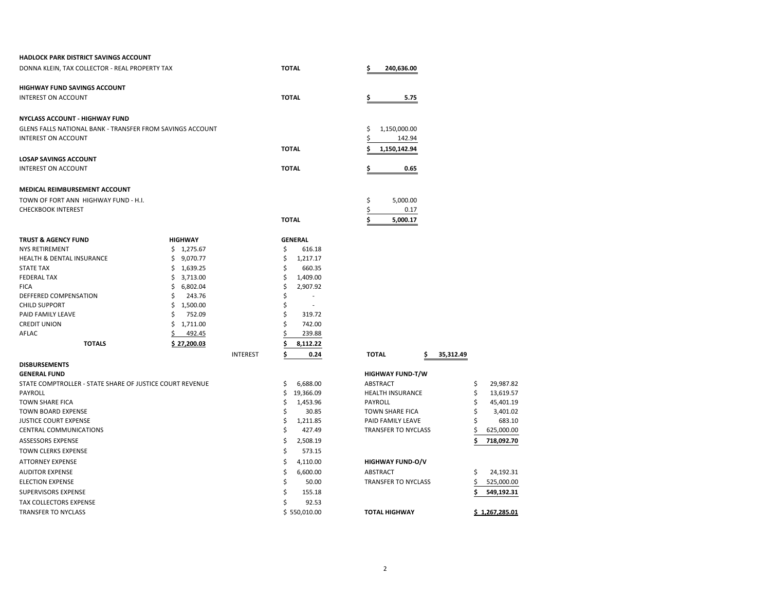**HADLOCK PARK DISTRICT SAVINGS ACCOUNT**

| | | |
|---|---|---|
| DONNA KLEIN, TAX COLLECTOR - REAL PROPERTY TAX | **TOTAL** | **$ 240,636.00** |

**HIGHWAY FUND SAVINGS ACCOUNT**

| | | |
|---|---|---|
| INTEREST ON ACCOUNT | **TOTAL** | **$ 5.75** |

**NYCLASS ACCOUNT - HIGHWAY FUND**

| | | |
|---|---|---|
| GLENS FALLS NATIONAL BANK - TRANSFER FROM SAVINGS ACCOUNT | | $ 1,150,000.00 |
| INTEREST ON ACCOUNT | | $ 142.94 |
| | **TOTAL** | **$ 1,150,142.94** |

**LOSAP SAVINGS ACCOUNT**

| | | |
|---|---|---|
| INTEREST ON ACCOUNT | **TOTAL** | **$ 0.65** |

**MEDICAL REIMBURSEMENT ACCOUNT**

| | | |
|---|---|---|
| TOWN OF FORT ANN HIGHWAY FUND - H.I. | | $ 5,000.00 |
| CHECKBOOK INTEREST | | $ 0.17 |
| | **TOTAL** | **$ 5,000.17** |

| **TRUST & AGENCY FUND** | **HIGHWAY** | | **GENERAL** | | |
|---|---|---|---|---|---|
| NYS RETIREMENT | $ 1,275.67 | | $ 616.18 | | |
| HEALTH & DENTAL INSURANCE | $ 9,070.77 | | $ 1,217.17 | | |
| STATE TAX | $ 1,639.25 | | $ 660.35 | | |
| FEDERAL TAX | $ 3,713.00 | | $ 1,409.00 | | |
| FICA | $ 6,802.04 | | $ 2,907.92 | | |
| DEFFERED COMPENSATION | $ 243.76 | | $ - | | |
| CHILD SUPPORT | $ 1,500.00 | | $ - | | |
| PAID FAMILY LEAVE | $ 752.09 | | $ 319.72 | | |
| CREDIT UNION | $ 1,711.00 | | $ 742.00 | | |
| AFLAC | $ 492.45 | | $ 239.88 | | |
| **TOTALS** | **$ 27,200.03** | | **$ 8,112.22** | | |
| | | INTEREST | **$ 0.24** | **TOTAL** | **$ 35,312.49** |

**DISBURSEMENTS**

| **GENERAL FUND** | | **HIGHWAY FUND-T/W** | |
|---|---|---|---|
| STATE COMPTROLLER - STATE SHARE OF JUSTICE COURT REVENUE | $ 6,688.00 | ABSTRACT | $ 29,987.82 |
| PAYROLL | $ 19,366.09 | HEALTH INSURANCE | $ 13,619.57 |
| TOWN SHARE FICA | $ 1,453.96 | PAYROLL | $ 45,401.19 |
| TOWN BOARD EXPENSE | $ 30.85 | TOWN SHARE FICA | $ 3,401.02 |
| JUSTICE COURT EXPENSE | $ 1,211.85 | PAID FAMILY LEAVE | $ 683.10 |
| CENTRAL COMMUNICATIONS | $ 427.49 | TRANSFER TO NYCLASS | $ 625,000.00 |
| ASSESSORS EXPENSE | $ 2,508.19 | | **$ 718,092.70** |
| TOWN CLERKS EXPENSE | $ 573.15 | | |
| ATTORNEY EXPENSE | $ 4,110.00 | **HIGHWAY FUND-O/V** | |
| AUDITOR EXPENSE | $ 6,600.00 | ABSTRACT | $ 24,192.31 |
| ELECTION EXPENSE | $ 50.00 | TRANSFER TO NYCLASS | $ 525,000.00 |
| SUPERVISORS EXPENSE | $ 155.18 | | **$ 549,192.31** |
| TAX COLLECTORS EXPENSE | $ 92.53 | | |
| TRANSFER TO NYCLASS | $ 550,010.00 | **TOTAL HIGHWAY** | **$ 1,267,285.01** |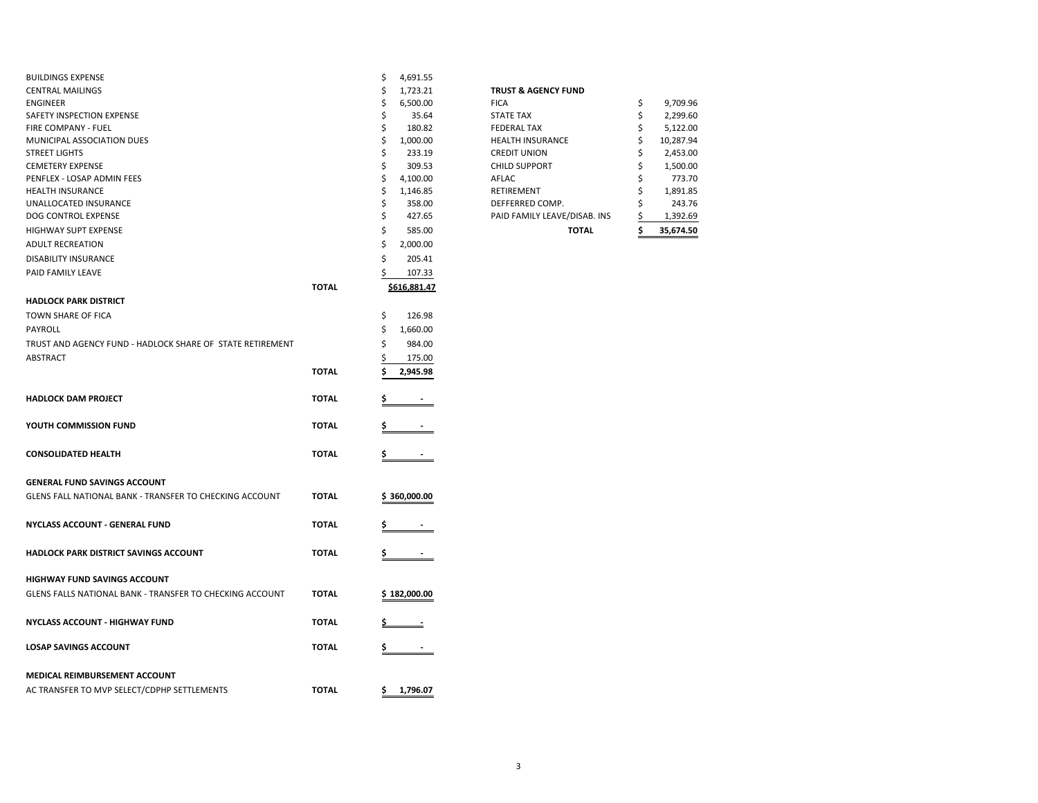| | | |
|---|---|---|
| BUILDINGS EXPENSE | | $ 4,691.55 |
| CENTRAL MAILINGS | | $ 1,723.21 |
| ENGINEER | | $ 6,500.00 |
| SAFETY INSPECTION EXPENSE | | $ 35.64 |
| FIRE COMPANY - FUEL | | $ 180.82 |
| MUNICIPAL ASSOCIATION DUES | | $ 1,000.00 |
| STREET LIGHTS | | $ 233.19 |
| CEMETERY EXPENSE | | $ 309.53 |
| PENFLEX - LOSAP ADMIN FEES | | $ 4,100.00 |
| HEALTH INSURANCE | | $ 1,146.85 |
| UNALLOCATED INSURANCE | | $ 358.00 |
| DOG CONTROL EXPENSE | | $ 427.65 |
| HIGHWAY SUPT EXPENSE | | $ 585.00 |
| ADULT RECREATION | | $ 2,000.00 |
| DISABILITY INSURANCE | | $ 205.41 |
| PAID FAMILY LEAVE | | $ 107.33 |
| | **TOTAL** | **$616,881.47** |
| **HADLOCK PARK DISTRICT** | | |
| TOWN SHARE OF FICA | | $ 126.98 |
| PAYROLL | | $ 1,660.00 |
| TRUST AND AGENCY FUND - HADLOCK SHARE OF STATE RETIREMENT | | $ 984.00 |
| ABSTRACT | | $ 175.00 |
| | **TOTAL** | **$ 2,945.98** |
| **HADLOCK DAM PROJECT** | **TOTAL** | **$ -** |
| **YOUTH COMMISSION FUND** | **TOTAL** | **$ -** |
| **CONSOLIDATED HEALTH** | **TOTAL** | **$ -** |
| **GENERAL FUND SAVINGS ACCOUNT** | | |
| GLENS FALL NATIONAL BANK - TRANSFER TO CHECKING ACCOUNT | **TOTAL** | **$ 360,000.00** |
| **NYCLASS ACCOUNT - GENERAL FUND** | **TOTAL** | **$ -** |
| **HADLOCK PARK DISTRICT SAVINGS ACCOUNT** | **TOTAL** | **$ -** |
| **HIGHWAY FUND SAVINGS ACCOUNT** | | |
| GLENS FALLS NATIONAL BANK - TRANSFER TO CHECKING ACCOUNT | **TOTAL** | **$ 182,000.00** |
| **NYCLASS ACCOUNT - HIGHWAY FUND** | **TOTAL** | **$ -** |
| **LOSAP SAVINGS ACCOUNT** | **TOTAL** | **$ -** |
| **MEDICAL REIMBURSEMENT ACCOUNT** | | |
| AC TRANSFER TO MVP SELECT/CDPHP SETTLEMENTS | **TOTAL** | **$ 1,796.07** |

| **TRUST & AGENCY FUND** | |
|---|---|
| FICA | $ 9,709.96 |
| STATE TAX | $ 2,299.60 |
| FEDERAL TAX | $ 5,122.00 |
| HEALTH INSURANCE | $ 10,287.94 |
| CREDIT UNION | $ 2,453.00 |
| CHILD SUPPORT | $ 1,500.00 |
| AFLAC | $ 773.70 |
| RETIREMENT | $ 1,891.85 |
| DEFFERRED COMP. | $ 243.76 |
| PAID FAMILY LEAVE/DISAB. INS | $ 1,392.69 |
| **TOTAL** | **$ 35,674.50** |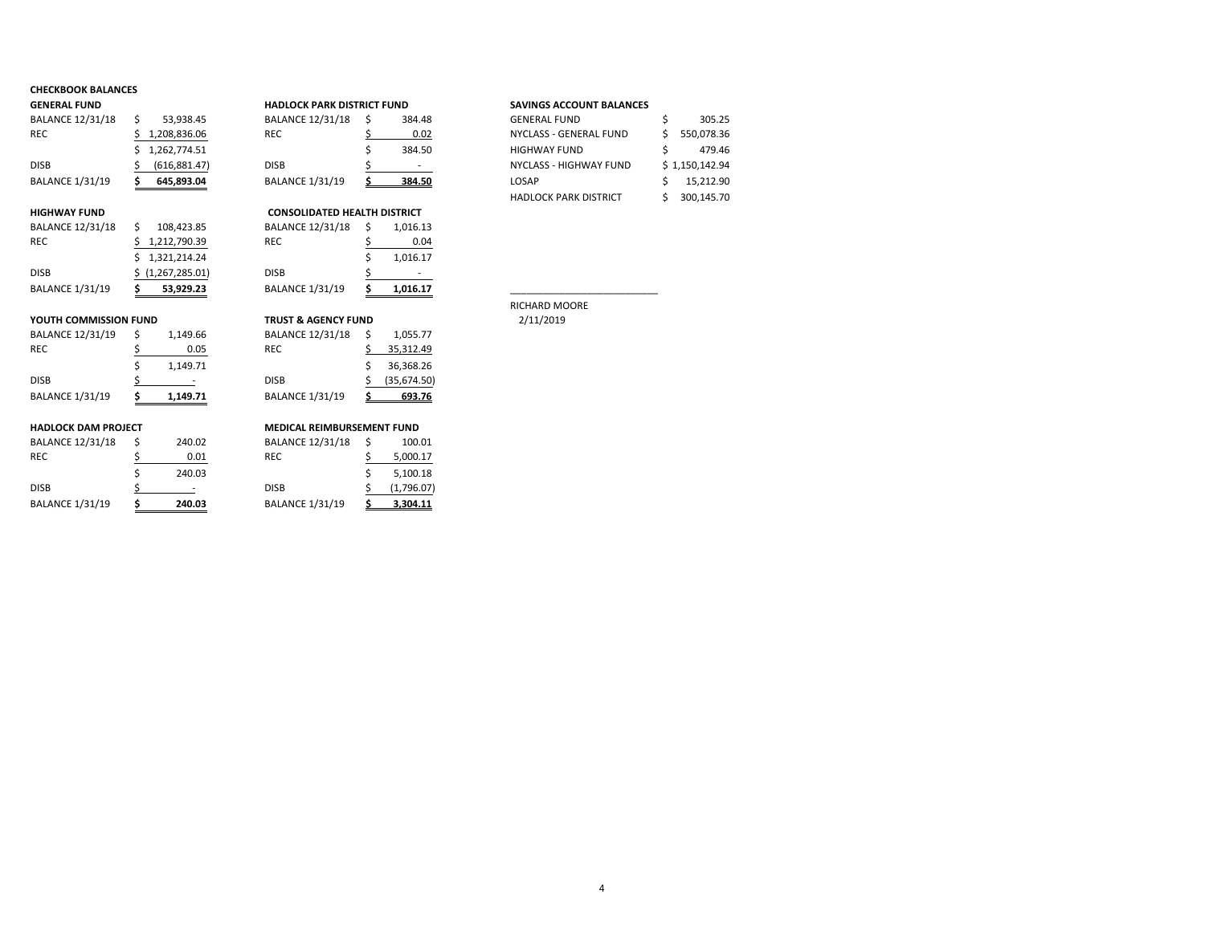**CHECKBOOK BALANCES**

**GENERAL FUND**

| | |
|---|---|
| BALANCE 12/31/18 | $ 53,938.45 |
| REC | $ 1,208,836.06 |
| | $ 1,262,774.51 |
| DISB | $ (616,881.47) |
| BALANCE 1/31/19 | **$ 645,893.04** |

**HIGHWAY FUND**

| | |
|---|---|
| BALANCE 12/31/18 | $ 108,423.85 |
| REC | $ 1,212,790.39 |
| | $ 1,321,214.24 |
| DISB | $ (1,267,285.01) |
| BALANCE 1/31/19 | **$ 53,929.23** |

**YOUTH COMMISSION FUND**

| | |
|---|---|
| BALANCE 12/31/19 | $ 1,149.66 |
| REC | $ 0.05 |
| | $ 1,149.71 |
| DISB | $ - |
| BALANCE 1/31/19 | **$ 1,149.71** |

**HADLOCK DAM PROJECT**

| | |
|---|---|
| BALANCE 12/31/18 | $ 240.02 |
| REC | $ 0.01 |
| | $ 240.03 |
| DISB | $ - |
| BALANCE 1/31/19 | **$ 240.03** |

**HADLOCK PARK DISTRICT FUND**

| | |
|---|---|
| BALANCE 12/31/18 | $ 384.48 |
| REC | $ 0.02 |
| | $ 384.50 |
| DISB | $ - |
| BALANCE 1/31/19 | **$ 384.50** |

**CONSOLIDATED HEALTH DISTRICT**

| | |
|---|---|
| BALANCE 12/31/18 | $ 1,016.13 |
| REC | $ 0.04 |
| | $ 1,016.17 |
| DISB | $ - |
| BALANCE 1/31/19 | **$ 1,016.17** |

**TRUST & AGENCY FUND**

| | |
|---|---|
| BALANCE 12/31/18 | $ 1,055.77 |
| REC | $ 35,312.49 |
| | $ 36,368.26 |
| DISB | $ (35,674.50) |
| BALANCE 1/31/19 | **$ 693.76** |

**MEDICAL REIMBURSEMENT FUND**

| | |
|---|---|
| BALANCE 12/31/18 | $ 100.01 |
| REC | $ 5,000.17 |
| | $ 5,100.18 |
| DISB | $ (1,796.07) |
| BALANCE 1/31/19 | **$ 3,304.11** |

**SAVINGS ACCOUNT BALANCES**

| | |
|---|---|
| GENERAL FUND | $ 305.25 |
| NYCLASS - GENERAL FUND | $ 550,078.36 |
| HIGHWAY FUND | $ 479.46 |
| NYCLASS - HIGHWAY FUND | $ 1,150,142.94 |
| LOSAP | $ 15,212.90 |
| HADLOCK PARK DISTRICT | $ 300,145.70 |

______________________________

RICHARD MOORE
2/11/2019